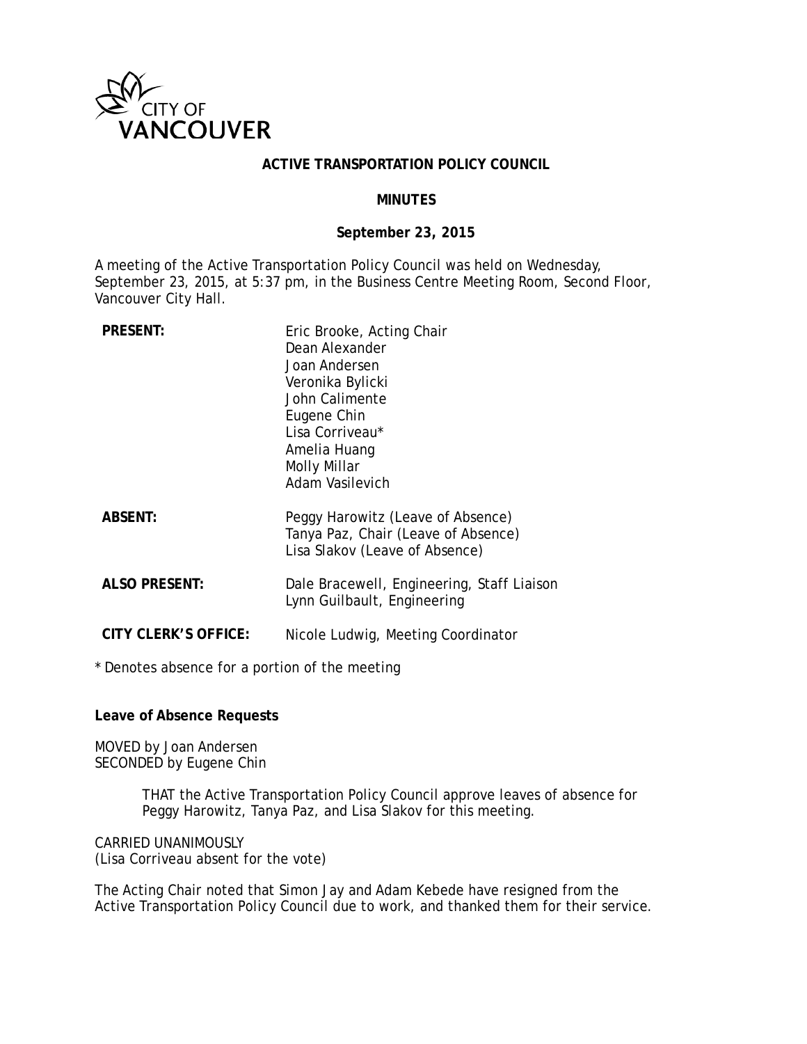CITY OF VANCOUVER

# ACTIVE TRANSPORTATION POLICY COUNCIL

## MINUTES

### September 23, 2015

A meeting of the Active Transportation Policy Council was held on Wednesday, September 23, 2015, at 5:37 pm, in the Business Centre Meeting Room, Second Floor, Vancouver City Hall.

| | |
|---|---|
| **PRESENT:** | Eric Brooke, Acting Chair<br>Dean Alexander<br>Joan Andersen<br>Veronika Bylicki<br>John Calimente<br>Eugene Chin<br>Lisa Corriveau*<br>Amelia Huang<br>Molly Millar<br>Adam Vasilevich |
| **ABSENT:** | Peggy Harowitz (Leave of Absence)<br>Tanya Paz, Chair (Leave of Absence)<br>Lisa Slakov (Leave of Absence) |
| **ALSO PRESENT:** | Dale Bracewell, Engineering, Staff Liaison<br>Lynn Guilbault, Engineering |
| **CITY CLERK'S OFFICE:** | Nicole Ludwig, Meeting Coordinator |

\* Denotes absence for a portion of the meeting

**Leave of Absence Requests**

MOVED by Joan Andersen
SECONDED by Eugene Chin

> THAT the Active Transportation Policy Council approve leaves of absence for Peggy Harowitz, Tanya Paz, and Lisa Slakov for this meeting.

CARRIED UNANIMOUSLY
(Lisa Corriveau absent for the vote)

The Acting Chair noted that Simon Jay and Adam Kebede have resigned from the Active Transportation Policy Council due to work, and thanked them for their service.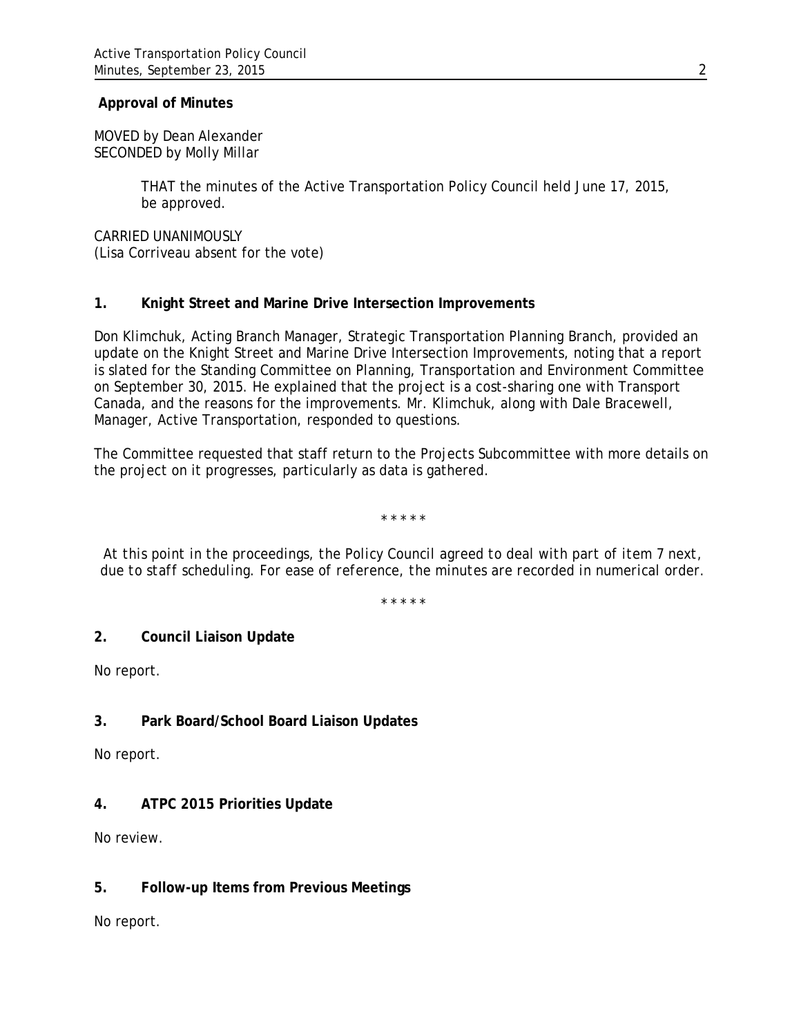**Approval of Minutes**

MOVED by Dean Alexander
SECONDED by Molly Millar

> THAT the minutes of the Active Transportation Policy Council held June 17, 2015, be approved.

CARRIED UNANIMOUSLY
(Lisa Corriveau absent for the vote)

**1. Knight Street and Marine Drive Intersection Improvements**

Don Klimchuk, Acting Branch Manager, Strategic Transportation Planning Branch, provided an update on the Knight Street and Marine Drive Intersection Improvements, noting that a report is slated for the Standing Committee on Planning, Transportation and Environment Committee on September 30, 2015. He explained that the project is a cost-sharing one with Transport Canada, and the reasons for the improvements. Mr. Klimchuk, along with Dale Bracewell, Manager, Active Transportation, responded to questions.

The Committee requested that staff return to the Projects Subcommittee with more details on the project on it progresses, particularly as data is gathered.

* * * * *

*At this point in the proceedings, the Policy Council agreed to deal with part of item 7 next, due to staff scheduling. For ease of reference, the minutes are recorded in numerical order.*

* * * * *

**2. Council Liaison Update**

No report.

**3. Park Board/School Board Liaison Updates**

No report.

**4. ATPC 2015 Priorities Update**

No review.

**5. Follow-up Items from Previous Meetings**

No report.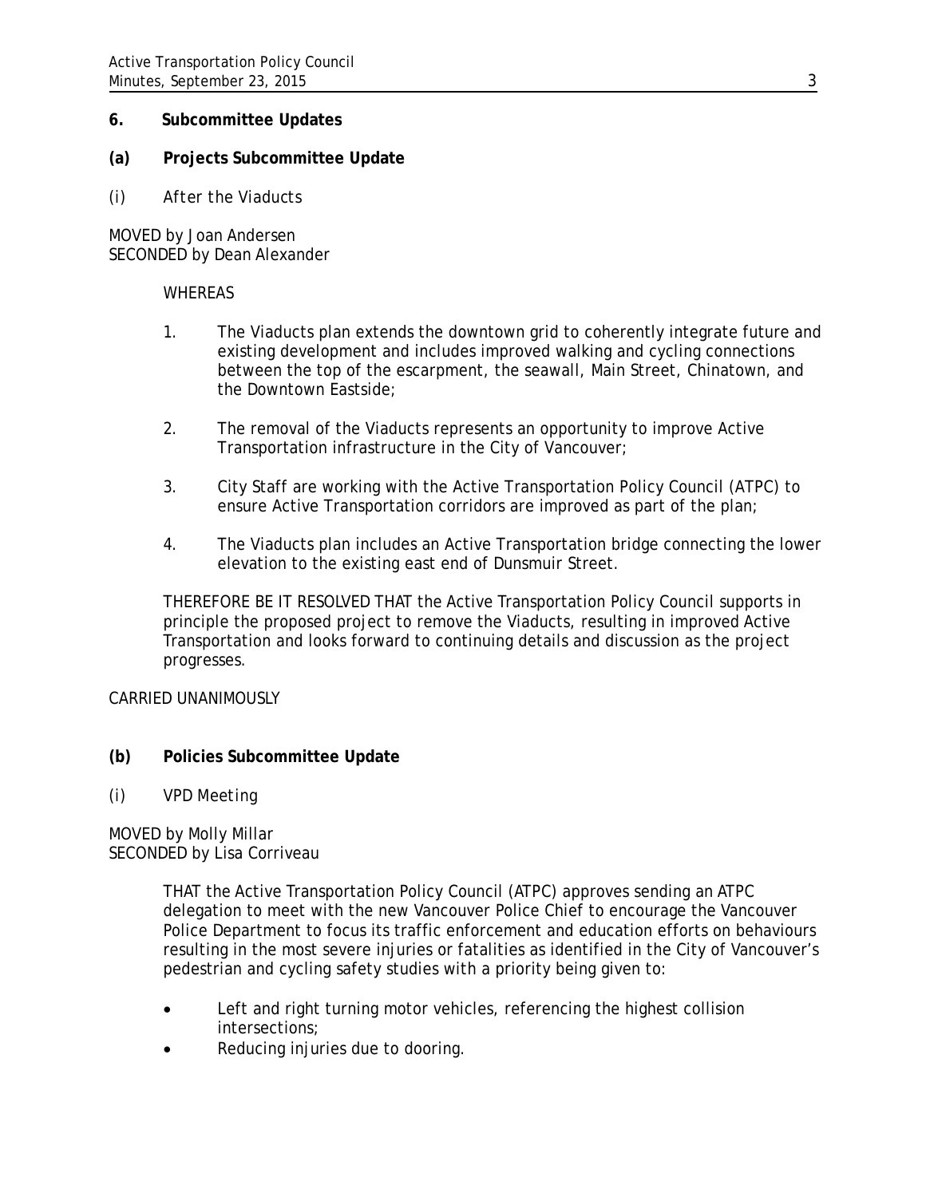**6. Subcommittee Updates**

**(a) Projects Subcommittee Update**

*(i) After the Viaducts*

MOVED by Joan Andersen
SECONDED by Dean Alexander

WHEREAS

1. The Viaducts plan extends the downtown grid to coherently integrate future and existing development and includes improved walking and cycling connections between the top of the escarpment, the seawall, Main Street, Chinatown, and the Downtown Eastside;

2. The removal of the Viaducts represents an opportunity to improve Active Transportation infrastructure in the City of Vancouver;

3. City Staff are working with the Active Transportation Policy Council (ATPC) to ensure Active Transportation corridors are improved as part of the plan;

4. The Viaducts plan includes an Active Transportation bridge connecting the lower elevation to the existing east end of Dunsmuir Street.

THEREFORE BE IT RESOLVED THAT the Active Transportation Policy Council supports in principle the proposed project to remove the Viaducts, resulting in improved Active Transportation and looks forward to continuing details and discussion as the project progresses.

CARRIED UNANIMOUSLY

**(b) Policies Subcommittee Update**

*(i) VPD Meeting*

MOVED by Molly Millar
SECONDED by Lisa Corriveau

THAT the Active Transportation Policy Council (ATPC) approves sending an ATPC delegation to meet with the new Vancouver Police Chief to encourage the Vancouver Police Department to focus its traffic enforcement and education efforts on behaviours resulting in the most severe injuries or fatalities as identified in the City of Vancouver's pedestrian and cycling safety studies with a priority being given to:

- Left and right turning motor vehicles, referencing the highest collision intersections;
- Reducing injuries due to dooring.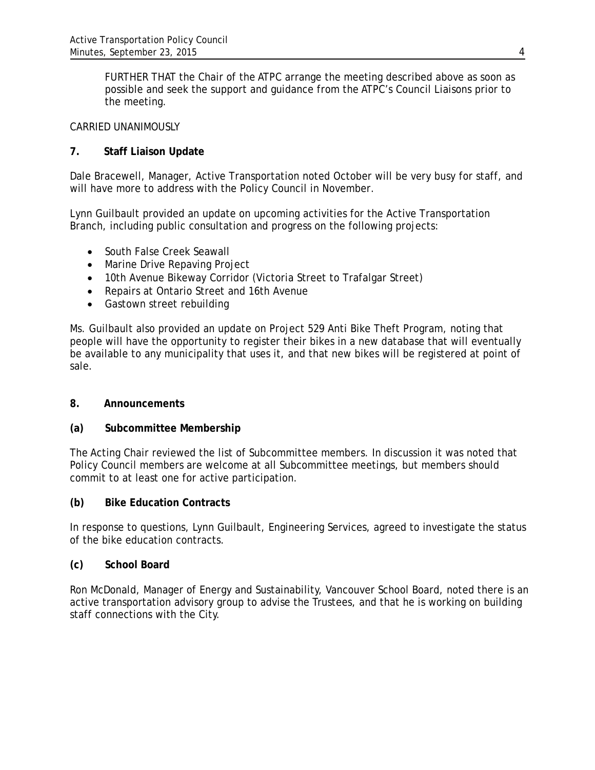FURTHER THAT the Chair of the ATPC arrange the meeting described above as soon as possible and seek the support and guidance from the ATPC's Council Liaisons prior to the meeting.

CARRIED UNANIMOUSLY

**7. Staff Liaison Update**

Dale Bracewell, Manager, Active Transportation noted October will be very busy for staff, and will have more to address with the Policy Council in November.

Lynn Guilbault provided an update on upcoming activities for the Active Transportation Branch, including public consultation and progress on the following projects:

- South False Creek Seawall
- Marine Drive Repaving Project
- 10th Avenue Bikeway Corridor (Victoria Street to Trafalgar Street)
- Repairs at Ontario Street and 16th Avenue
- Gastown street rebuilding

Ms. Guilbault also provided an update on Project 529 Anti Bike Theft Program, noting that people will have the opportunity to register their bikes in a new database that will eventually be available to any municipality that uses it, and that new bikes will be registered at point of sale.

**8. Announcements**

**(a) Subcommittee Membership**

The Acting Chair reviewed the list of Subcommittee members. In discussion it was noted that Policy Council members are welcome at all Subcommittee meetings, but members should commit to at least one for active participation.

**(b) Bike Education Contracts**

In response to questions, Lynn Guilbault, Engineering Services, agreed to investigate the status of the bike education contracts.

**(c) School Board**

Ron McDonald, Manager of Energy and Sustainability, Vancouver School Board, noted there is an active transportation advisory group to advise the Trustees, and that he is working on building staff connections with the City.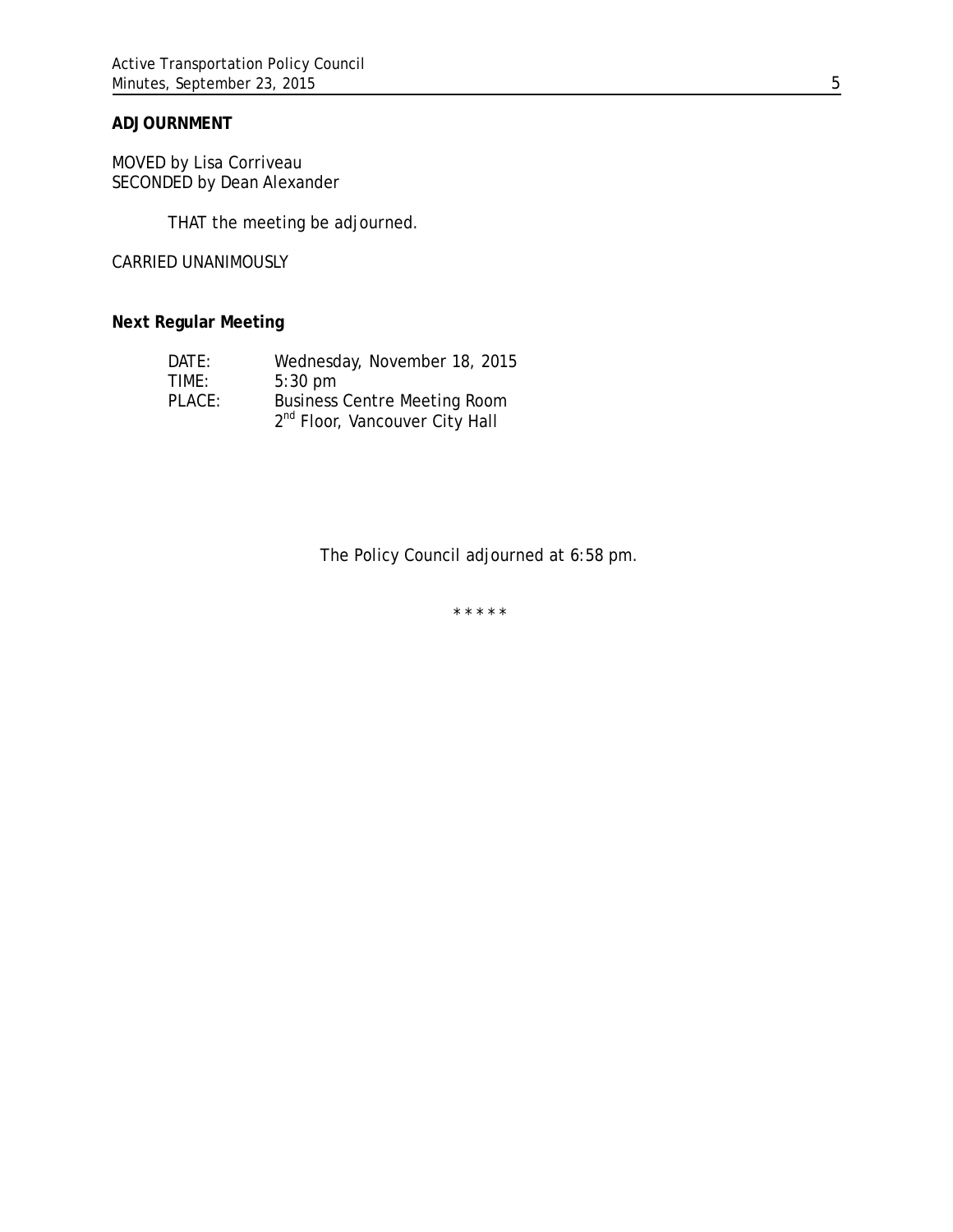**ADJOURNMENT**

MOVED by Lisa Corriveau
SECONDED by Dean Alexander

THAT the meeting be adjourned.

CARRIED UNANIMOUSLY

**Next Regular Meeting**

| | |
|---|---|
| DATE: | Wednesday, November 18, 2015 |
| TIME: | 5:30 pm |
| PLACE: | Business Centre Meeting Room<br>2nd Floor, Vancouver City Hall |

The Policy Council adjourned at 6:58 pm.

\* \* \* \* \*